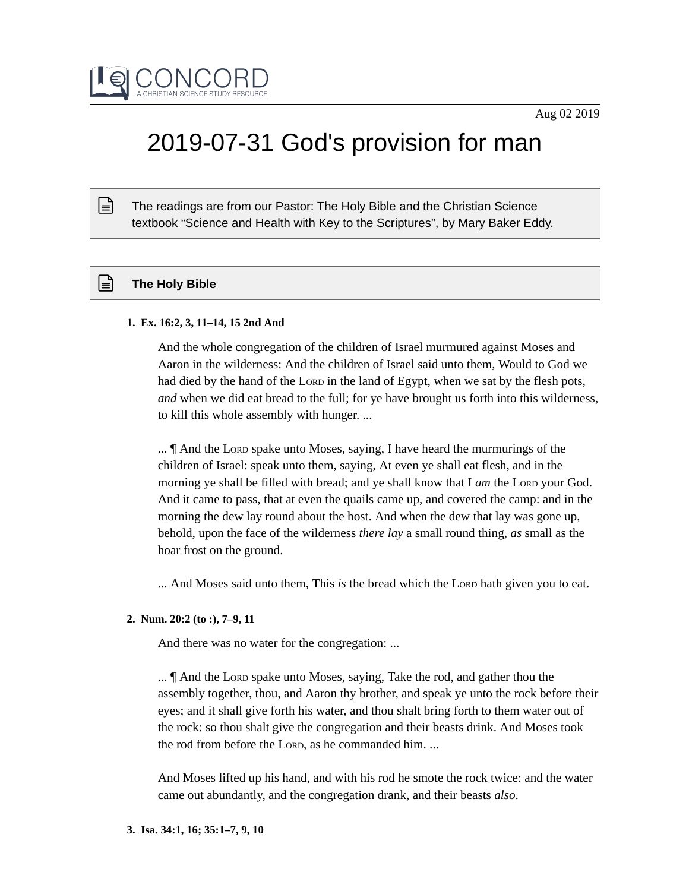CONCORD
A CHRISTIAN SCIENCE STUDY RESOURCE

Aug 02 2019

# 2019-07-31 God's provision for man

The readings are from our Pastor: The Holy Bible and the Christian Science textbook “Science and Health with Key to the Scriptures”, by Mary Baker Eddy.

## The Holy Bible

1. **Ex. 16:2, 3, 11–14, 15 2nd And**

   And the whole congregation of the children of Israel murmured against Moses and Aaron in the wilderness: And the children of Israel said unto them, Would to God we had died by the hand of the Lord in the land of Egypt, when we sat by the flesh pots, *and* when we did eat bread to the full; for ye have brought us forth into this wilderness, to kill this whole assembly with hunger. ...

   ... ¶ And the Lord spake unto Moses, saying, I have heard the murmurings of the children of Israel: speak unto them, saying, At even ye shall eat flesh, and in the morning ye shall be filled with bread; and ye shall know that I *am* the Lord your God. And it came to pass, that at even the quails came up, and covered the camp: and in the morning the dew lay round about the host. And when the dew that lay was gone up, behold, upon the face of the wilderness *there lay* a small round thing, *as* small as the hoar frost on the ground.

   ... And Moses said unto them, This *is* the bread which the Lord hath given you to eat.

2. **Num. 20:2 (to :), 7–9, 11**

   And there was no water for the congregation: ...

   ... ¶ And the Lord spake unto Moses, saying, Take the rod, and gather thou the assembly together, thou, and Aaron thy brother, and speak ye unto the rock before their eyes; and it shall give forth his water, and thou shalt bring forth to them water out of the rock: so thou shalt give the congregation and their beasts drink. And Moses took the rod from before the Lord, as he commanded him. ...

   And Moses lifted up his hand, and with his rod he smote the rock twice: and the water came out abundantly, and the congregation drank, and their beasts *also*.

3. **Isa. 34:1, 16; 35:1–7, 9, 10**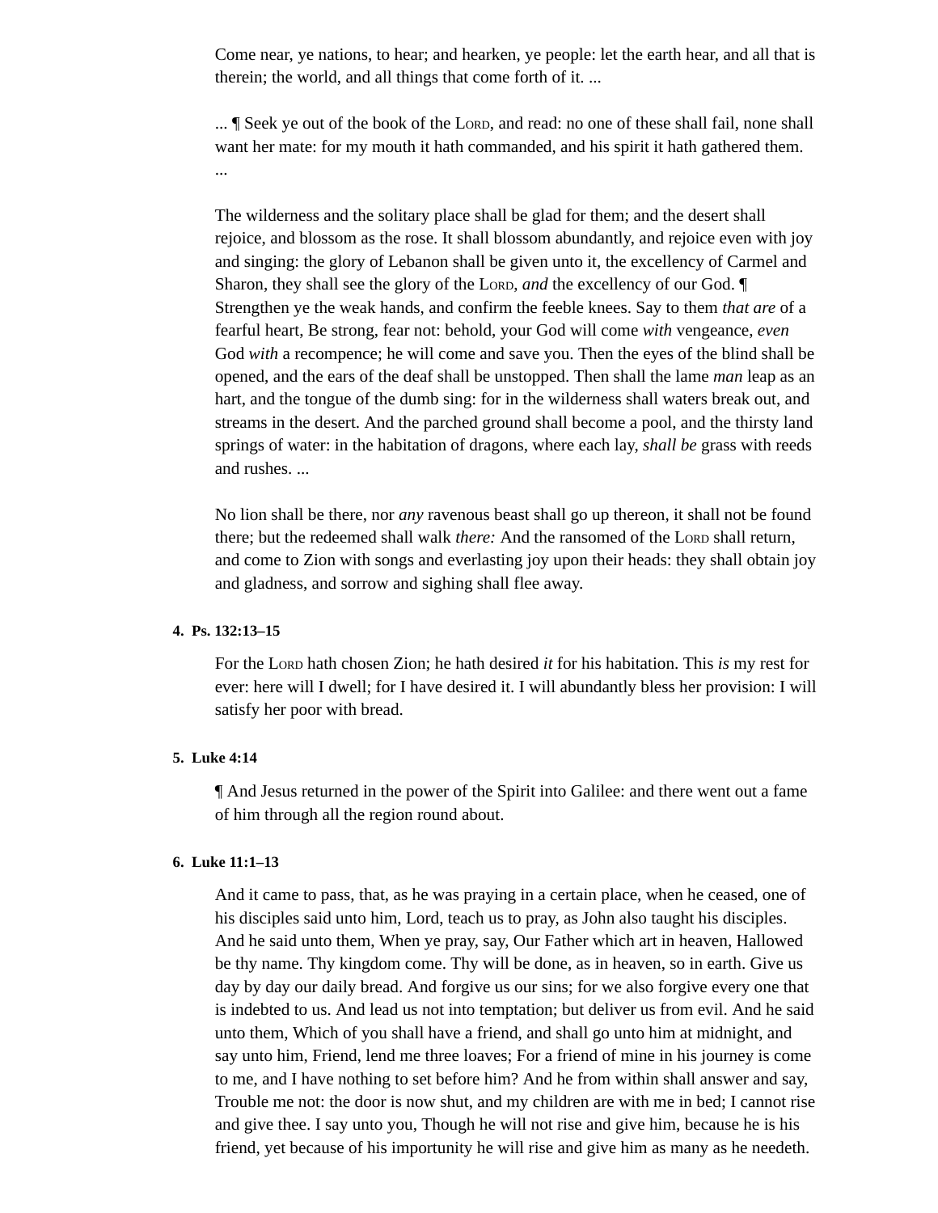Come near, ye nations, to hear; and hearken, ye people: let the earth hear, and all that is therein; the world, and all things that come forth of it. ...

... ¶ Seek ye out of the book of the LORD, and read: no one of these shall fail, none shall want her mate: for my mouth it hath commanded, and his spirit it hath gathered them. ...

The wilderness and the solitary place shall be glad for them; and the desert shall rejoice, and blossom as the rose. It shall blossom abundantly, and rejoice even with joy and singing: the glory of Lebanon shall be given unto it, the excellency of Carmel and Sharon, they shall see the glory of the LORD, *and* the excellency of our God. ¶ Strengthen ye the weak hands, and confirm the feeble knees. Say to them *that are* of a fearful heart, Be strong, fear not: behold, your God will come *with* vengeance, *even* God *with* a recompence; he will come and save you. Then the eyes of the blind shall be opened, and the ears of the deaf shall be unstopped. Then shall the lame *man* leap as an hart, and the tongue of the dumb sing: for in the wilderness shall waters break out, and streams in the desert. And the parched ground shall become a pool, and the thirsty land springs of water: in the habitation of dragons, where each lay, *shall be* grass with reeds and rushes. ...

No lion shall be there, nor *any* ravenous beast shall go up thereon, it shall not be found there; but the redeemed shall walk *there:* And the ransomed of the LORD shall return, and come to Zion with songs and everlasting joy upon their heads: they shall obtain joy and gladness, and sorrow and sighing shall flee away.

4. **Ps. 132:13–15**

   For the LORD hath chosen Zion; he hath desired *it* for his habitation. This *is* my rest for ever: here will I dwell; for I have desired it. I will abundantly bless her provision: I will satisfy her poor with bread.

5. **Luke 4:14**

   ¶ And Jesus returned in the power of the Spirit into Galilee: and there went out a fame of him through all the region round about.

6. **Luke 11:1–13**

   And it came to pass, that, as he was praying in a certain place, when he ceased, one of his disciples said unto him, Lord, teach us to pray, as John also taught his disciples. And he said unto them, When ye pray, say, Our Father which art in heaven, Hallowed be thy name. Thy kingdom come. Thy will be done, as in heaven, so in earth. Give us day by day our daily bread. And forgive us our sins; for we also forgive every one that is indebted to us. And lead us not into temptation; but deliver us from evil. And he said unto them, Which of you shall have a friend, and shall go unto him at midnight, and say unto him, Friend, lend me three loaves; For a friend of mine in his journey is come to me, and I have nothing to set before him? And he from within shall answer and say, Trouble me not: the door is now shut, and my children are with me in bed; I cannot rise and give thee. I say unto you, Though he will not rise and give him, because he is his friend, yet because of his importunity he will rise and give him as many as he needeth.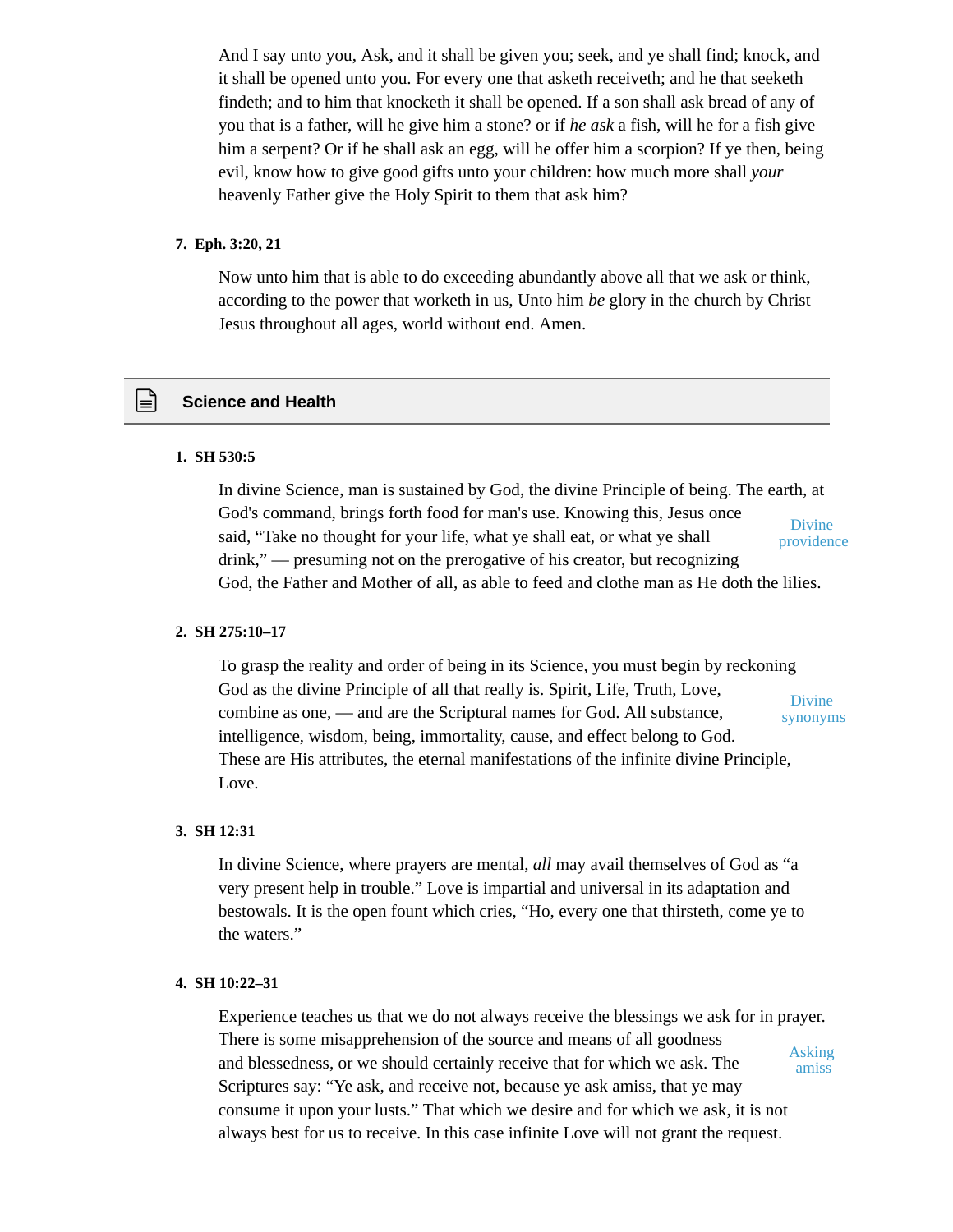And I say unto you, Ask, and it shall be given you; seek, and ye shall find; knock, and it shall be opened unto you. For every one that asketh receiveth; and he that seeketh findeth; and to him that knocketh it shall be opened. If a son shall ask bread of any of you that is a father, will he give him a stone? or if *he ask* a fish, will he for a fish give him a serpent? Or if he shall ask an egg, will he offer him a scorpion? If ye then, being evil, know how to give good gifts unto your children: how much more shall *your* heavenly Father give the Holy Spirit to them that ask him?

**7. Eph. 3:20, 21**

Now unto him that is able to do exceeding abundantly above all that we ask or think, according to the power that worketh in us, Unto him *be* glory in the church by Christ Jesus throughout all ages, world without end. Amen.

## Science and Health

**1. SH 530:5**

*Divine providence*

In divine Science, man is sustained by God, the divine Principle of being. The earth, at God's command, brings forth food for man's use. Knowing this, Jesus once said, “Take no thought for your life, what ye shall eat, or what ye shall drink,” — presuming not on the prerogative of his creator, but recognizing God, the Father and Mother of all, as able to feed and clothe man as He doth the lilies.

**2. SH 275:10–17**

*Divine synonyms*

To grasp the reality and order of being in its Science, you must begin by reckoning God as the divine Principle of all that really is. Spirit, Life, Truth, Love, combine as one, — and are the Scriptural names for God. All substance, intelligence, wisdom, being, immortality, cause, and effect belong to God. These are His attributes, the eternal manifestations of the infinite divine Principle, Love.

**3. SH 12:31**

In divine Science, where prayers are mental, *all* may avail themselves of God as “a very present help in trouble.” Love is impartial and universal in its adaptation and bestowals. It is the open fount which cries, “Ho, every one that thirsteth, come ye to the waters.”

**4. SH 10:22–31**

*Asking amiss*

Experience teaches us that we do not always receive the blessings we ask for in prayer. There is some misapprehension of the source and means of all goodness and blessedness, or we should certainly receive that for which we ask. The Scriptures say: “Ye ask, and receive not, because ye ask amiss, that ye may consume it upon your lusts.” That which we desire and for which we ask, it is not always best for us to receive. In this case infinite Love will not grant the request.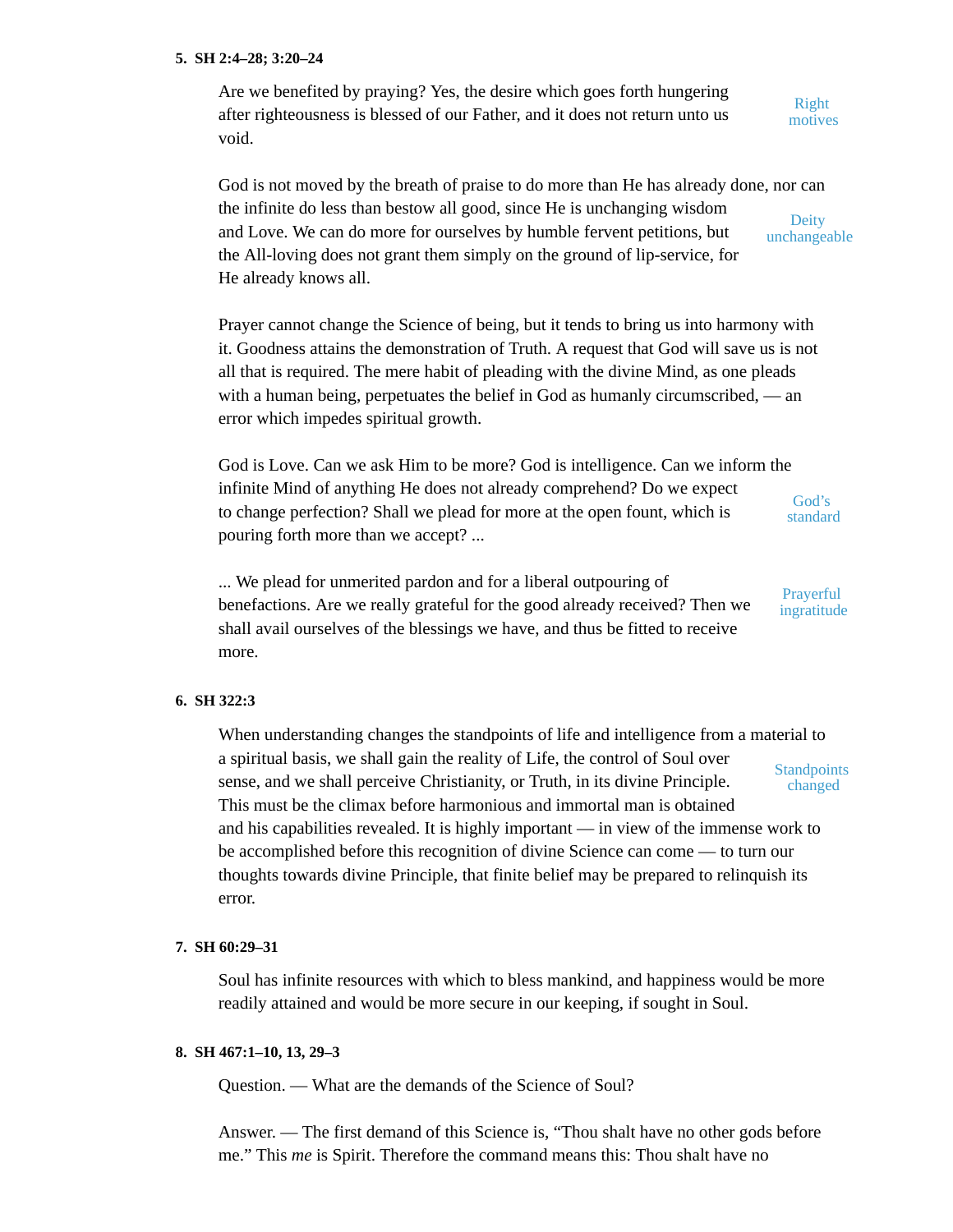**5. SH 2:4–28; 3:20–24**

Are we benefited by praying? Yes, the desire which goes forth hungering after righteousness is blessed of our Father, and it does not return unto us void.

*Right motives*

God is not moved by the breath of praise to do more than He has already done, nor can the infinite do less than bestow all good, since He is unchanging wisdom and Love. We can do more for ourselves by humble fervent petitions, but the All-loving does not grant them simply on the ground of lip-service, for He already knows all.

*Deity unchangeable*

Prayer cannot change the Science of being, but it tends to bring us into harmony with it. Goodness attains the demonstration of Truth. A request that God will save us is not all that is required. The mere habit of pleading with the divine Mind, as one pleads with a human being, perpetuates the belief in God as humanly circumscribed, — an error which impedes spiritual growth.

God is Love. Can we ask Him to be more? God is intelligence. Can we inform the infinite Mind of anything He does not already comprehend? Do we expect to change perfection? Shall we plead for more at the open fount, which is pouring forth more than we accept? ...

*God's standard*

... We plead for unmerited pardon and for a liberal outpouring of benefactions. Are we really grateful for the good already received? Then we shall avail ourselves of the blessings we have, and thus be fitted to receive more.

*Prayerful ingratitude*

**6. SH 322:3**

When understanding changes the standpoints of life and intelligence from a material to a spiritual basis, we shall gain the reality of Life, the control of Soul over sense, and we shall perceive Christianity, or Truth, in its divine Principle. This must be the climax before harmonious and immortal man is obtained and his capabilities revealed. It is highly important — in view of the immense work to be accomplished before this recognition of divine Science can come — to turn our thoughts towards divine Principle, that finite belief may be prepared to relinquish its error.

*Standpoints changed*

**7. SH 60:29–31**

Soul has infinite resources with which to bless mankind, and happiness would be more readily attained and would be more secure in our keeping, if sought in Soul.

**8. SH 467:1–10, 13, 29–3**

Question. — What are the demands of the Science of Soul?

Answer. — The first demand of this Science is, "Thou shalt have no other gods before me." This *me* is Spirit. Therefore the command means this: Thou shalt have no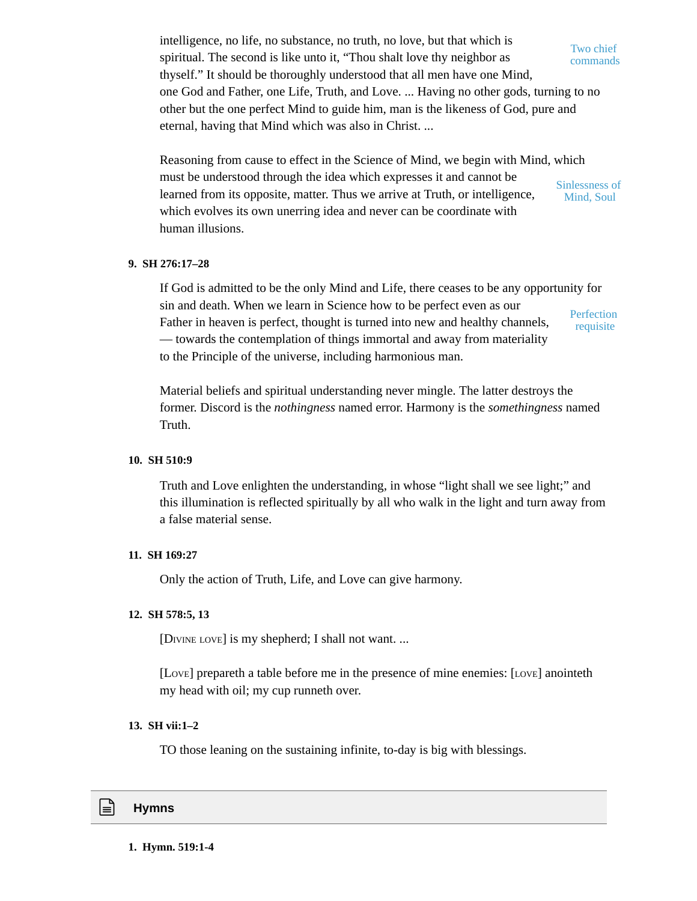intelligence, no life, no substance, no truth, no love, but that which is spiritual. The second is like unto it, “Thou shalt love thy neighbor as thyself.” It should be thoroughly understood that all men have one Mind, one God and Father, one Life, Truth, and Love. ... Having no other gods, turning to no other but the one perfect Mind to guide him, man is the likeness of God, pure and eternal, having that Mind which was also in Christ. ...

Two chief commands

Reasoning from cause to effect in the Science of Mind, we begin with Mind, which must be understood through the idea which expresses it and cannot be learned from its opposite, matter. Thus we arrive at Truth, or intelligence, which evolves its own unerring idea and never can be coordinate with human illusions.

Sinlessness of Mind, Soul

**9. SH 276:17–28**

If God is admitted to be the only Mind and Life, there ceases to be any opportunity for sin and death. When we learn in Science how to be perfect even as our Father in heaven is perfect, thought is turned into new and healthy channels, — towards the contemplation of things immortal and away from materiality to the Principle of the universe, including harmonious man.

Perfection requisite

Material beliefs and spiritual understanding never mingle. The latter destroys the former. Discord is the *nothingness* named error. Harmony is the *somethingness* named Truth.

**10. SH 510:9**

Truth and Love enlighten the understanding, in whose “light shall we see light;” and this illumination is reflected spiritually by all who walk in the light and turn away from a false material sense.

**11. SH 169:27**

Only the action of Truth, Life, and Love can give harmony.

**12. SH 578:5, 13**

[Divine love] is my shepherd; I shall not want. ...

[Love] prepareth a table before me in the presence of mine enemies: [love] anointeth my head with oil; my cup runneth over.

**13. SH vii:1–2**

TO those leaning on the sustaining infinite, to-day is big with blessings.

## Hymns

**1. Hymn. 519:1-4**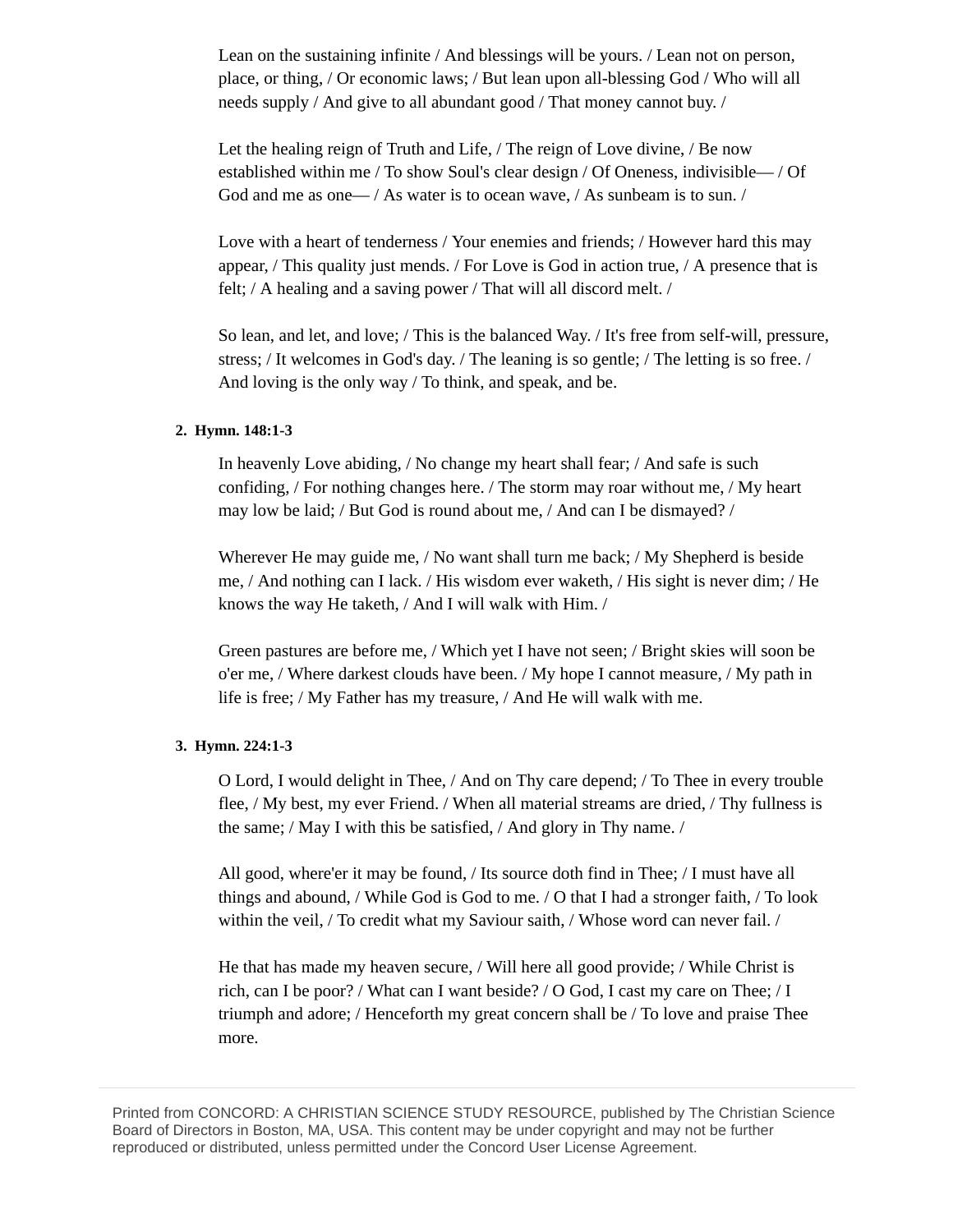Lean on the sustaining infinite / And blessings will be yours. / Lean not on person, place, or thing, / Or economic laws; / But lean upon all-blessing God / Who will all needs supply / And give to all abundant good / That money cannot buy. /

Let the healing reign of Truth and Life, / The reign of Love divine, / Be now established within me / To show Soul's clear design / Of Oneness, indivisible— / Of God and me as one— / As water is to ocean wave, / As sunbeam is to sun. /

Love with a heart of tenderness / Your enemies and friends; / However hard this may appear, / This quality just mends. / For Love is God in action true, / A presence that is felt; / A healing and a saving power / That will all discord melt. /

So lean, and let, and love; / This is the balanced Way. / It's free from self-will, pressure, stress; / It welcomes in God's day. / The leaning is so gentle; / The letting is so free. / And loving is the only way / To think, and speak, and be.

2. **Hymn. 148:1-3**

In heavenly Love abiding, / No change my heart shall fear; / And safe is such confiding, / For nothing changes here. / The storm may roar without me, / My heart may low be laid; / But God is round about me, / And can I be dismayed? /

Wherever He may guide me, / No want shall turn me back; / My Shepherd is beside me, / And nothing can I lack. / His wisdom ever waketh, / His sight is never dim; / He knows the way He taketh, / And I will walk with Him. /

Green pastures are before me, / Which yet I have not seen; / Bright skies will soon be o'er me, / Where darkest clouds have been. / My hope I cannot measure, / My path in life is free; / My Father has my treasure, / And He will walk with me.

3. **Hymn. 224:1-3**

O Lord, I would delight in Thee, / And on Thy care depend; / To Thee in every trouble flee, / My best, my ever Friend. / When all material streams are dried, / Thy fullness is the same; / May I with this be satisfied, / And glory in Thy name. /

All good, where'er it may be found, / Its source doth find in Thee; / I must have all things and abound, / While God is God to me. / O that I had a stronger faith, / To look within the veil, / To credit what my Saviour saith, / Whose word can never fail. /

He that has made my heaven secure, / Will here all good provide; / While Christ is rich, can I be poor? / What can I want beside? / O God, I cast my care on Thee; / I triumph and adore; / Henceforth my great concern shall be / To love and praise Thee more.

Printed from CONCORD: A CHRISTIAN SCIENCE STUDY RESOURCE, published by The Christian Science Board of Directors in Boston, MA, USA. This content may be under copyright and may not be further reproduced or distributed, unless permitted under the Concord User License Agreement.